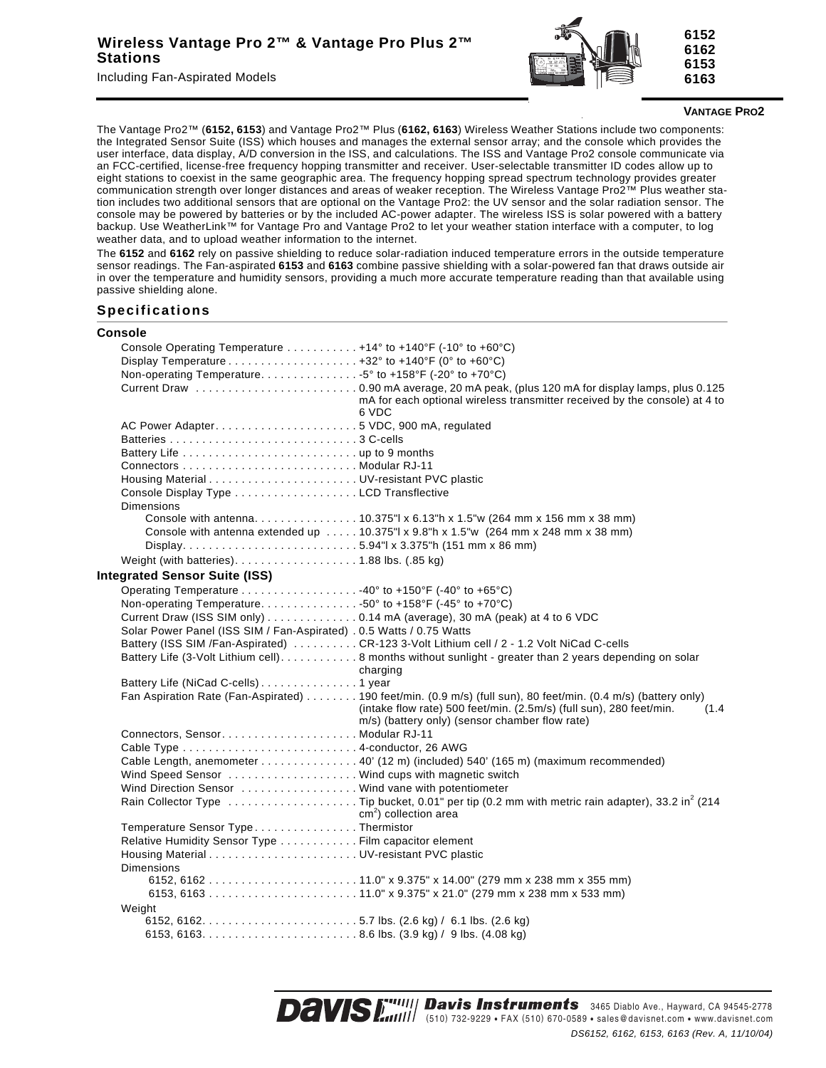# Wireless Vantage Pro 2™ & Vantage Pro Plus 2™ Stations

Including Fan-Aspirated Models

**6152**
**6162**
**6153**
**6163**

**VANTAGE PRO2**

The Vantage Pro2™ (**6152, 6153**) and Vantage Pro2™ Plus (**6162, 6163**) Wireless Weather Stations include two components: the Integrated Sensor Suite (ISS) which houses and manages the external sensor array; and the console which provides the user interface, data display, A/D conversion in the ISS, and calculations. The ISS and Vantage Pro2 console communicate via an FCC-certified, license-free frequency hopping transmitter and receiver. User-selectable transmitter ID codes allow up to eight stations to coexist in the same geographic area. The frequency hopping spread spectrum technology provides greater communication strength over longer distances and areas of weaker reception. The Wireless Vantage Pro2™ Plus weather station includes two additional sensors that are optional on the Vantage Pro2: the UV sensor and the solar radiation sensor. The console may be powered by batteries or by the included AC-power adapter. The wireless ISS is solar powered with a battery backup. Use WeatherLink™ for Vantage Pro and Vantage Pro2 to let your weather station interface with a computer, to log weather data, and to upload weather information to the internet.

The **6152** and **6162** rely on passive shielding to reduce solar-radiation induced temperature errors in the outside temperature sensor readings. The Fan-aspirated **6153** and **6163** combine passive shielding with a solar-powered fan that draws outside air in over the temperature and humidity sensors, providing a much more accurate temperature reading than that available using passive shielding alone.

## Specifications

### Console

- Console Operating Temperature . . . . . . . . . . . +14° to +140°F (-10° to +60°C)
- Display Temperature . . . . . . . . . . . . . . . . . . . +32° to +140°F (0° to +60°C)
- Non-operating Temperature. . . . . . . . . . . . . . -5° to +158°F (-20° to +70°C)
- Current Draw . . . . . . . . . . . . . . . . . . . . . . . . 0.90 mA average, 20 mA peak, (plus 120 mA for display lamps, plus 0.125 mA for each optional wireless transmitter received by the console) at 4 to 6 VDC
- AC Power Adapter. . . . . . . . . . . . . . . . . . . . . 5 VDC, 900 mA, regulated
- Batteries . . . . . . . . . . . . . . . . . . . . . . . . . . . 3 C-cells
- Battery Life . . . . . . . . . . . . . . . . . . . . . . . . . . up to 9 months
- Connectors . . . . . . . . . . . . . . . . . . . . . . . . . . Modular RJ-11
- Housing Material . . . . . . . . . . . . . . . . . . . . . . UV-resistant PVC plastic
- Console Display Type . . . . . . . . . . . . . . . . . . LCD Transflective
- Dimensions
  - Console with antenna. . . . . . . . . . . . . . . 10.375"l x 6.13"h x 1.5"w (264 mm x 156 mm x 38 mm)
  - Console with antenna extended up . . . . . 10.375"l x 9.8"h x 1.5"w (264 mm x 248 mm x 38 mm)
  - Display. . . . . . . . . . . . . . . . . . . . . . . . . . 5.94"l x 3.375"h (151 mm x 86 mm)
- Weight (with batteries). . . . . . . . . . . . . . . . . . 1.88 lbs. (.85 kg)

### Integrated Sensor Suite (ISS)

- Operating Temperature . . . . . . . . . . . . . . . . . -40° to +150°F (-40° to +65°C)
- Non-operating Temperature. . . . . . . . . . . . . . -50° to +158°F (-45° to +70°C)
- Current Draw (ISS SIM only) . . . . . . . . . . . . . 0.14 mA (average), 30 mA (peak) at 4 to 6 VDC
- Solar Power Panel (ISS SIM / Fan-Aspirated) . 0.5 Watts / 0.75 Watts
- Battery (ISS SIM /Fan-Aspirated) . . . . . . . . . CR-123 3-Volt Lithium cell / 2 - 1.2 Volt NiCad C-cells
- Battery Life (3-Volt Lithium cell). . . . . . . . . . . 8 months without sunlight - greater than 2 years depending on solar charging
- Battery Life (NiCad C-cells) . . . . . . . . . . . . . . 1 year
- Fan Aspiration Rate (Fan-Aspirated) . . . . . . . . 190 feet/min. (0.9 m/s) (full sun), 80 feet/min. (0.4 m/s) (battery only) (intake flow rate) 500 feet/min. (2.5m/s) (full sun), 280 feet/min. (1.4 m/s) (battery only) (sensor chamber flow rate)
- Connectors, Sensor. . . . . . . . . . . . . . . . . . . . Modular RJ-11
- Cable Type . . . . . . . . . . . . . . . . . . . . . . . . . . 4-conductor, 26 AWG
- Cable Length, anemometer . . . . . . . . . . . . . . 40' (12 m) (included) 540' (165 m) (maximum recommended)
- Wind Speed Sensor . . . . . . . . . . . . . . . . . . . Wind cups with magnetic switch
- Wind Direction Sensor . . . . . . . . . . . . . . . . . Wind vane with potentiometer
- Rain Collector Type . . . . . . . . . . . . . . . . . . . Tip bucket, 0.01" per tip (0.2 mm with metric rain adapter), 33.2 $in^2$ (214 $cm^2$) collection area
- Temperature Sensor Type. . . . . . . . . . . . . . . Thermistor
- Relative Humidity Sensor Type . . . . . . . . . . . Film capacitor element
- Housing Material . . . . . . . . . . . . . . . . . . . . . . UV-resistant PVC plastic
- Dimensions
  - 6152, 6162 . . . . . . . . . . . . . . . . . . . . . . . 11.0" x 9.375" x 14.00" (279 mm x 238 mm x 355 mm)
  - 6153, 6163 . . . . . . . . . . . . . . . . . . . . . . . 11.0" x 9.375" x 21.0" (279 mm x 238 mm x 533 mm)
- Weight
  - 6152, 6162. . . . . . . . . . . . . . . . . . . . . . . . 5.7 lbs. (2.6 kg) / 6.1 lbs. (2.6 kg)
  - 6153, 6163. . . . . . . . . . . . . . . . . . . . . . . . 8.6 lbs. (3.9 kg) / 9 lbs. (4.08 kg)

**Davis Instruments** 3465 Diablo Ave., Hayward, CA 94545-2778
(510) 732-9229 • FAX (510) 670-0589 • sales@davisnet.com • www.davisnet.com

*DS6152, 6162, 6153, 6163 (Rev. A, 11/10/04)*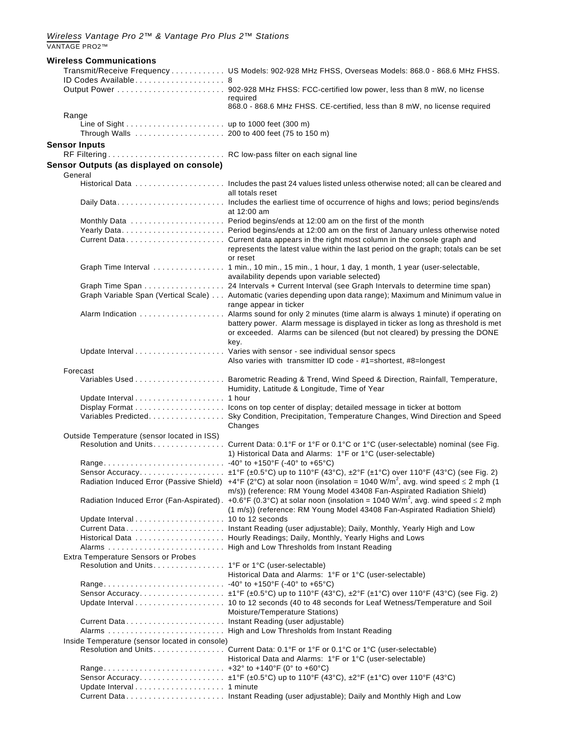## Wireless Communications

| | |
|---|---|
| Transmit/Receive Frequency | US Models: 902-928 MHz FHSS, Overseas Models: 868.0 - 868.6 MHz FHSS. |
| ID Codes Available | 8 |
| Output Power | 902-928 MHz FHSS: FCC-certified low power, less than 8 mW, no license required<br>868.0 - 868.6 MHz FHSS. CE-certified, less than 8 mW, no license required |
| **Range** | |
| Line of Sight | up to 1000 feet (300 m) |
| Through Walls | 200 to 400 feet (75 to 150 m) |

## Sensor Inputs

| | |
|---|---|
| RF Filtering | RC low-pass filter on each signal line |

## Sensor Outputs (as displayed on console)

### General

| | |
|---|---|
| Historical Data | Includes the past 24 values listed unless otherwise noted; all can be cleared and all totals reset |
| Daily Data | Includes the earliest time of occurrence of highs and lows; period begins/ends at 12:00 am |
| Monthly Data | Period begins/ends at 12:00 am on the first of the month |
| Yearly Data | Period begins/ends at 12:00 am on the first of January unless otherwise noted |
| Current Data | Current data appears in the right most column in the console graph and represents the latest value within the last period on the graph; totals can be set or reset |
| Graph Time Interval | 1 min., 10 min., 15 min., 1 hour, 1 day, 1 month, 1 year (user-selectable, availability depends upon variable selected) |
| Graph Time Span | 24 Intervals + Current Interval (see Graph Intervals to determine time span) |
| Graph Variable Span (Vertical Scale) | Automatic (varies depending upon data range); Maximum and Minimum value in range appear in ticker |
| Alarm Indication | Alarms sound for only 2 minutes (time alarm is always 1 minute) if operating on battery power. Alarm message is displayed in ticker as long as threshold is met or exceeded. Alarms can be silenced (but not cleared) by pressing the DONE key. |
| Update Interval | Varies with sensor - see individual sensor specs<br>Also varies with transmitter ID code - #1=shortest, #8=longest |

### Forecast

| | |
|---|---|
| Variables Used | Barometric Reading & Trend, Wind Speed & Direction, Rainfall, Temperature, Humidity, Latitude & Longitude, Time of Year |
| Update Interval | 1 hour |
| Display Format | Icons on top center of display; detailed message in ticker at bottom |
| Variables Predicted | Sky Condition, Precipitation, Temperature Changes, Wind Direction and Speed Changes |

### Outside Temperature (sensor located in ISS)

| | |
|---|---|
| Resolution and Units | Current Data: 0.1°F or 1°F or 0.1°C or 1°C (user-selectable) nominal (see Fig. 1) Historical Data and Alarms: 1°F or 1°C (user-selectable) |
| Range | -40° to +150°F (-40° to +65°C) |
| Sensor Accuracy | ±1°F (±0.5°C) up to 110°F (43°C), ±2°F (±1°C) over 110°F (43°C) (see Fig. 2) |
| Radiation Induced Error (Passive Shield) | +4°F (2°C) at solar noon (insolation = 1040 W/m$^2$, avg. wind speed ≤ 2 mph (1 m/s)) (reference: RM Young Model 43408 Fan-Aspirated Radiation Shield) |
| Radiation Induced Error (Fan-Aspirated) | +0.6°F (0.3°C) at solar noon (insolation = 1040 W/m$^2$, avg. wind speed ≤ 2 mph (1 m/s)) (reference: RM Young Model 43408 Fan-Aspirated Radiation Shield) |
| Update Interval | 10 to 12 seconds |
| Current Data | Instant Reading (user adjustable); Daily, Monthly, Yearly High and Low |
| Historical Data | Hourly Readings; Daily, Monthly, Yearly Highs and Lows |
| Alarms | High and Low Thresholds from Instant Reading |

### Extra Temperature Sensors or Probes

| | |
|---|---|
| Resolution and Units | 1°F or 1°C (user-selectable)<br>Historical Data and Alarms: 1°F or 1°C (user-selectable) |
| Range | -40° to +150°F (-40° to +65°C) |
| Sensor Accuracy | ±1°F (±0.5°C) up to 110°F (43°C), ±2°F (±1°C) over 110°F (43°C) (see Fig. 2) |
| Update Interval | 10 to 12 seconds (40 to 48 seconds for Leaf Wetness/Temperature and Soil Moisture/Temperature Stations) |
| Current Data | Instant Reading (user adjustable) |
| Alarms | High and Low Thresholds from Instant Reading |

### Inside Temperature (sensor located in console)

| | |
|---|---|
| Resolution and Units | Current Data: 0.1°F or 1°F or 0.1°C or 1°C (user-selectable)<br>Historical Data and Alarms: 1°F or 1°C (user-selectable) |
| Range | +32° to +140°F (0° to +60°C) |
| Sensor Accuracy | ±1°F (±0.5°C) up to 110°F (43°C), ±2°F (±1°C) over 110°F (43°C) |
| Update Interval | 1 minute |
| Current Data | Instant Reading (user adjustable); Daily and Monthly High and Low |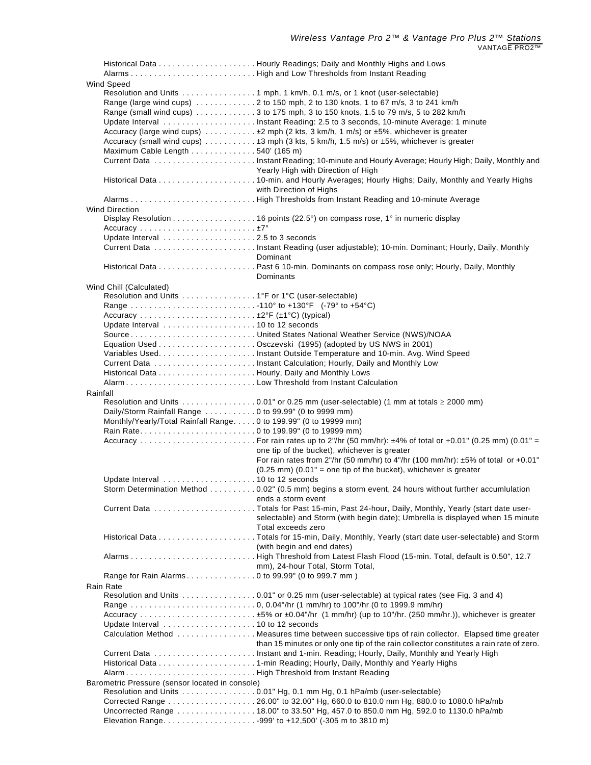Historical Data . . . . . . . . . . . . . . . . . . . . Hourly Readings; Daily and Monthly Highs and Lows
Alarms . . . . . . . . . . . . . . . . . . . . . . . . . . High and Low Thresholds from Instant Reading

**Wind Speed**

| | |
|---|---|
| Resolution and Units | 1 mph, 1 km/h, 0.1 m/s, or 1 knot (user-selectable) |
| Range (large wind cups) | 2 to 150 mph, 2 to 130 knots, 1 to 67 m/s, 3 to 241 km/h |
| Range (small wind cups) | 3 to 175 mph, 3 to 150 knots, 1.5 to 79 m/s, 5 to 282 km/h |
| Update Interval | Instant Reading: 2.5 to 3 seconds, 10-minute Average: 1 minute |
| Accuracy (large wind cups) | ±2 mph (2 kts, 3 km/h, 1 m/s) or ±5%, whichever is greater |
| Accuracy (small wind cups) | ±3 mph (3 kts, 5 km/h, 1.5 m/s) or ±5%, whichever is greater |
| Maximum Cable Length | 540' (165 m) |
| Current Data | Instant Reading; 10-minute and Hourly Average; Hourly High; Daily, Monthly and Yearly High with Direction of High |
| Historical Data | 10-min. and Hourly Averages; Hourly Highs; Daily, Monthly and Yearly Highs with Direction of Highs |
| Alarms | High Thresholds from Instant Reading and 10-minute Average |

**Wind Direction**

| | |
|---|---|
| Display Resolution | 16 points (22.5°) on compass rose, 1° in numeric display |
| Accuracy | ±7° |
| Update Interval | 2.5 to 3 seconds |
| Current Data | Instant Reading (user adjustable); 10-min. Dominant; Hourly, Daily, Monthly Dominant |
| Historical Data | Past 6 10-min. Dominants on compass rose only; Hourly, Daily, Monthly Dominants |

**Wind Chill (Calculated)**

| | |
|---|---|
| Resolution and Units | 1°F or 1°C (user-selectable) |
| Range | -110° to +130°F (-79° to +54°C) |
| Accuracy | ±2°F (±1°C) (typical) |
| Update Interval | 10 to 12 seconds |
| Source | United States National Weather Service (NWS)/NOAA |
| Equation Used | Osczevski (1995) (adopted by US NWS in 2001) |
| Variables Used | Instant Outside Temperature and 10-min. Avg. Wind Speed |
| Current Data | Instant Calculation; Hourly, Daily and Monthly Low |
| Historical Data | Hourly, Daily and Monthly Lows |
| Alarm | Low Threshold from Instant Calculation |

**Rainfall**

| | |
|---|---|
| Resolution and Units | 0.01" or 0.25 mm (user-selectable) (1 mm at totals ≥ 2000 mm) |
| Daily/Storm Rainfall Range | 0 to 99.99" (0 to 9999 mm) |
| Monthly/Yearly/Total Rainfall Range | 0 to 199.99" (0 to 19999 mm) |
| Rain Rate | 0 to 199.99" (0 to 19999 mm) |
| Accuracy | For rain rates up to 2"/hr (50 mm/hr): ±4% of total or +0.01" (0.25 mm) (0.01" = one tip of the bucket), whichever is greater<br>For rain rates from 2"/hr (50 mm/hr) to 4"/hr (100 mm/hr): ±5% of total or +0.01" (0.25 mm) (0.01" = one tip of the bucket), whichever is greater |
| Update Interval | 10 to 12 seconds |
| Storm Determination Method | 0.02" (0.5 mm) begins a storm event, 24 hours without further accumlulation ends a storm event |
| Current Data | Totals for Past 15-min, Past 24-hour, Daily, Monthly, Yearly (start date user-selectable) and Storm (with begin date); Umbrella is displayed when 15 minute Total exceeds zero |
| Historical Data | Totals for 15-min, Daily, Monthly, Yearly (start date user-selectable) and Storm (with begin and end dates) |
| Alarms | High Threshold from Latest Flash Flood (15-min. Total, default is 0.50", 12.7 mm), 24-hour Total, Storm Total, |
| Range for Rain Alarms | 0 to 99.99" (0 to 999.7 mm ) |

**Rain Rate**

| | |
|---|---|
| Resolution and Units | 0.01" or 0.25 mm (user-selectable) at typical rates (see Fig. 3 and 4) |
| Range | 0, 0.04"/hr (1 mm/hr) to 100"/hr (0 to 1999.9 mm/hr) |
| Accuracy | ±5% or ±0.04"/hr (1 mm/hr) (up to 10"/hr. (250 mm/hr.)), whichever is greater |
| Update Interval | 10 to 12 seconds |
| Calculation Method | Measures time between successive tips of rain collector. Elapsed time greater than 15 minutes or only one tip of the rain collector constitutes a rain rate of zero. |
| Current Data | Instant and 1-min. Reading; Hourly, Daily, Monthly and Yearly High |
| Historical Data | 1-min Reading; Hourly, Daily, Monthly and Yearly Highs |
| Alarm | High Threshold from Instant Reading |

**Barometric Pressure (sensor located in console)**

| | |
|---|---|
| Resolution and Units | 0.01" Hg, 0.1 mm Hg, 0.1 hPa/mb (user-selectable) |
| Corrected Range | 26.00" to 32.00" Hg, 660.0 to 810.0 mm Hg, 880.0 to 1080.0 hPa/mb |
| Uncorrected Range | 18.00" to 33.50" Hg, 457.0 to 850.0 mm Hg, 592.0 to 1130.0 hPa/mb |
| Elevation Range | -999' to +12,500' (-305 m to 3810 m) |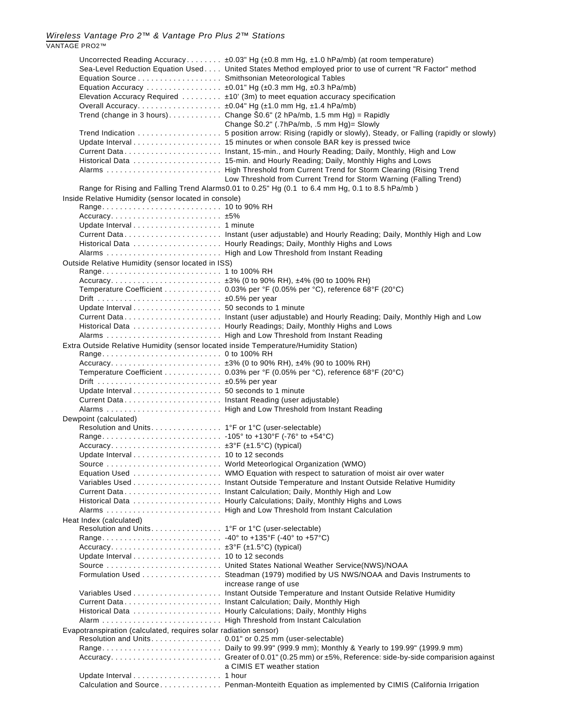| | |
|---|---|
| Uncorrected Reading Accuracy | ±0.03" Hg (±0.8 mm Hg, ±1.0 hPa/mb) (at room temperature) |
| Sea-Level Reduction Equation Used | United States Method employed prior to use of current "R Factor" method |
| Equation Source | Smithsonian Meteorological Tables |
| Equation Accuracy | ±0.01" Hg (±0.3 mm Hg, ±0.3 hPa/mb) |
| Elevation Accuracy Required | ±10' (3m) to meet equation accuracy specification |
| Overall Accuracy | ±0.04" Hg (±1.0 mm Hg, ±1.4 hPa/mb) |
| Trend (change in 3 hours) | Change Š0.6" (2 hPa/mb, 1.5 mm Hg) = Rapidly<br>Change Š0.2" (.7hPa/mb, .5 mm Hg)= Slowly |
| Trend Indication | 5 position arrow: Rising (rapidly or slowly), Steady, or Falling (rapidly or slowly) |
| Update Interval | 15 minutes or when console BAR key is pressed twice |
| Current Data | Instant, 15-min., and Hourly Reading; Daily, Monthly, High and Low |
| Historical Data | 15-min. and Hourly Reading; Daily, Monthly Highs and Lows |
| Alarms | High Threshold from Current Trend for Storm Clearing (Rising Trend<br>Low Threshold from Current Trend for Storm Warning (Falling Trend) |
| Range for Rising and Falling Trend Alarms | 0.01 to 0.25" Hg (0.1 to 6.4 mm Hg, 0.1 to 8.5 hPa/mb ) |

**Inside Relative Humidity (sensor located in console)**

| | |
|---|---|
| Range | 10 to 90% RH |
| Accuracy | ±5% |
| Update Interval | 1 minute |
| Current Data | Instant (user adjustable) and Hourly Reading; Daily, Monthly High and Low |
| Historical Data | Hourly Readings; Daily, Monthly Highs and Lows |
| Alarms | High and Low Threshold from Instant Reading |

**Outside Relative Humidity (sensor located in ISS)**

| | |
|---|---|
| Range | 1 to 100% RH |
| Accuracy | ±3% (0 to 90% RH), ±4% (90 to 100% RH) |
| Temperature Coefficient | 0.03% per °F (0.05% per °C), reference 68°F (20°C) |
| Drift | ±0.5% per year |
| Update Interval | 50 seconds to 1 minute |
| Current Data | Instant (user adjustable) and Hourly Reading; Daily, Monthly High and Low |
| Historical Data | Hourly Readings; Daily, Monthly Highs and Lows |
| Alarms | High and Low Threshold from Instant Reading |

**Extra Outside Relative Humidity (sensor located inside Temperature/Humidity Station)**

| | |
|---|---|
| Range | 0 to 100% RH |
| Accuracy | ±3% (0 to 90% RH), ±4% (90 to 100% RH) |
| Temperature Coefficient | 0.03% per °F (0.05% per °C), reference 68°F (20°C) |
| Drift | ±0.5% per year |
| Update Interval | 50 seconds to 1 minute |
| Current Data | Instant Reading (user adjustable) |
| Alarms | High and Low Threshold from Instant Reading |

**Dewpoint (calculated)**

| | |
|---|---|
| Resolution and Units | 1°F or 1°C (user-selectable) |
| Range | -105° to +130°F (-76° to +54°C) |
| Accuracy | ±3°F (±1.5°C) (typical) |
| Update Interval | 10 to 12 seconds |
| Source | World Meteorlogical Organization (WMO) |
| Equation Used | WMO Equation with respect to saturation of moist air over water |
| Variables Used | Instant Outside Temperature and Instant Outside Relative Humidity |
| Current Data | Instant Calculation; Daily, Monthly High and Low |
| Historical Data | Hourly Calculations; Daily, Monthly Highs and Lows |
| Alarms | High and Low Threshold from Instant Calculation |

**Heat Index (calculated)**

| | |
|---|---|
| Resolution and Units | 1°F or 1°C (user-selectable) |
| Range | -40° to +135°F (-40° to +57°C) |
| Accuracy | ±3°F (±1.5°C) (typical) |
| Update Interval | 10 to 12 seconds |
| Source | United States National Weather Service(NWS)/NOAA |
| Formulation Used | Steadman (1979) modified by US NWS/NOAA and Davis Instruments to increase range of use |
| Variables Used | Instant Outside Temperature and Instant Outside Relative Humidity |
| Current Data | Instant Calculation; Daily, Monthly High |
| Historical Data | Hourly Calculations; Daily, Monthly Highs |
| Alarm | High Threshold from Instant Calculation |

**Evapotranspiration (calculated, requires solar radiation sensor)**

| | |
|---|---|
| Resolution and Units | 0.01" or 0.25 mm (user-selectable) |
| Range | Daily to 99.99" (999.9 mm); Monthly & Yearly to 199.99" (1999.9 mm) |
| Accuracy | Greater of 0.01" (0.25 mm) or ±5%, Reference: side-by-side comparision against a CIMIS ET weather station |
| Update Interval | 1 hour |
| Calculation and Source | Penman-Monteith Equation as implemented by CIMIS (California Irrigation |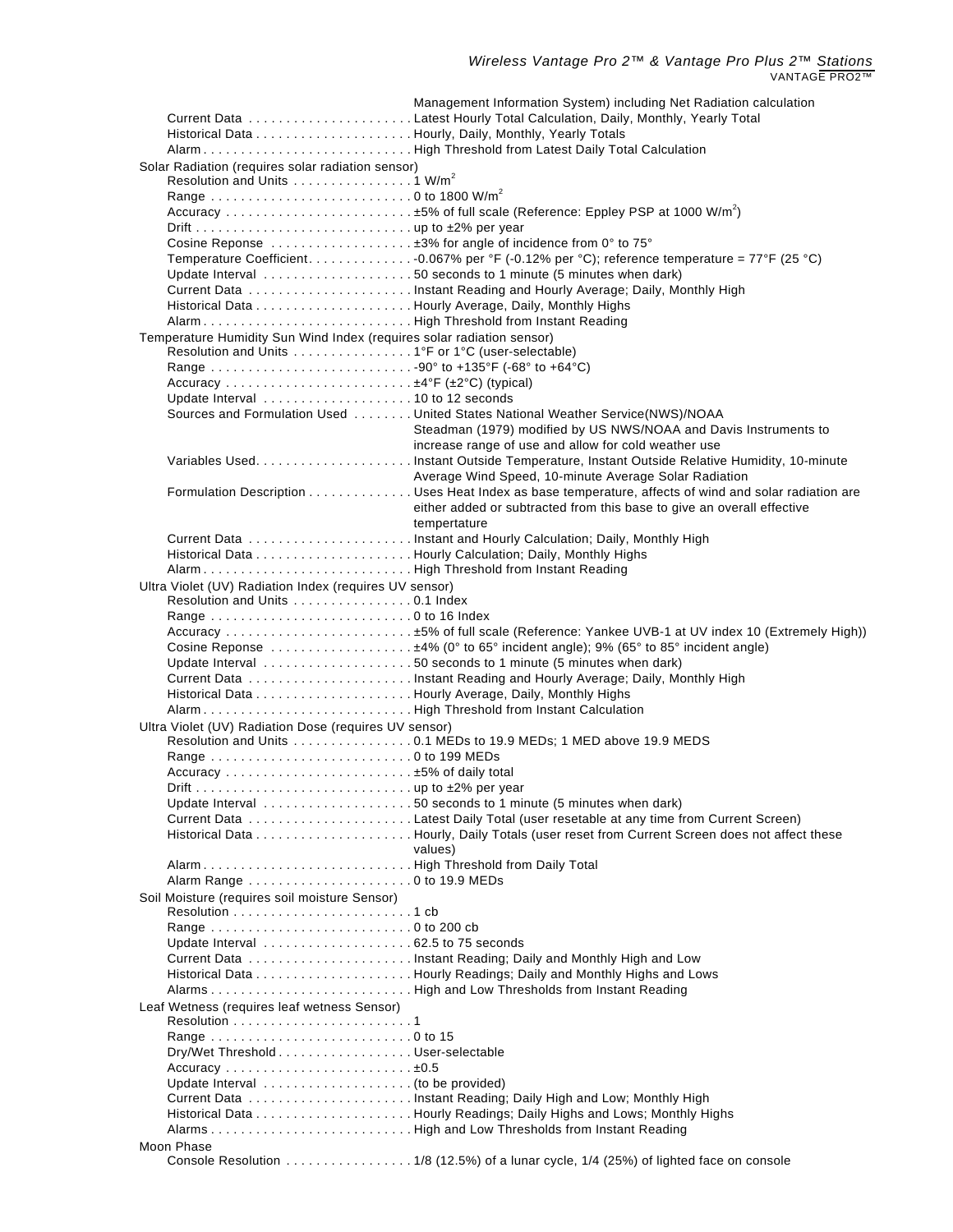Management Information System) including Net Radiation calculation

Current Data . . . . . . . . . . . . . . . . . . . . . . Latest Hourly Total Calculation, Daily, Monthly, Yearly Total
Historical Data . . . . . . . . . . . . . . . . . . . . . Hourly, Daily, Monthly, Yearly Totals
Alarm . . . . . . . . . . . . . . . . . . . . . . . . . . . High Threshold from Latest Daily Total Calculation

Solar Radiation (requires solar radiation sensor)

Resolution and Units . . . . . . . . . . . . . . . . 1 W/m$^2$
Range . . . . . . . . . . . . . . . . . . . . . . . . . . 0 to 1800 W/m$^2$
Accuracy . . . . . . . . . . . . . . . . . . . . . . . . . ±5% of full scale (Reference: Eppley PSP at 1000 W/m$^2$)
Drift . . . . . . . . . . . . . . . . . . . . . . . . . . . . up to ±2% per year
Cosine Reponse . . . . . . . . . . . . . . . . . . . ±3% for angle of incidence from 0° to 75°
Temperature Coefficient. . . . . . . . . . . . . . -0.067% per °F (-0.12% per °C); reference temperature = 77°F (25 °C)
Update Interval . . . . . . . . . . . . . . . . . . . . 50 seconds to 1 minute (5 minutes when dark)
Current Data . . . . . . . . . . . . . . . . . . . . . . Instant Reading and Hourly Average; Daily, Monthly High
Historical Data . . . . . . . . . . . . . . . . . . . . . Hourly Average, Daily, Monthly Highs
Alarm . . . . . . . . . . . . . . . . . . . . . . . . . . . High Threshold from Instant Reading

Temperature Humidity Sun Wind Index (requires solar radiation sensor)

Resolution and Units . . . . . . . . . . . . . . . . 1°F or 1°C (user-selectable)
Range . . . . . . . . . . . . . . . . . . . . . . . . . . -90° to +135°F (-68° to +64°C)
Accuracy . . . . . . . . . . . . . . . . . . . . . . . . . ±4°F (±2°C) (typical)
Update Interval . . . . . . . . . . . . . . . . . . . . 10 to 12 seconds
Sources and Formulation Used . . . . . . . . United States National Weather Service(NWS)/NOAA Steadman (1979) modified by US NWS/NOAA and Davis Instruments to increase range of use and allow for cold weather use
Variables Used. . . . . . . . . . . . . . . . . . . . . Instant Outside Temperature, Instant Outside Relative Humidity, 10-minute Average Wind Speed, 10-minute Average Solar Radiation
Formulation Description . . . . . . . . . . . . . . Uses Heat Index as base temperature, affects of wind and solar radiation are either added or subtracted from this base to give an overall effective tempertature
Current Data . . . . . . . . . . . . . . . . . . . . . . Instant and Hourly Calculation; Daily, Monthly High
Historical Data . . . . . . . . . . . . . . . . . . . . . Hourly Calculation; Daily, Monthly Highs
Alarm . . . . . . . . . . . . . . . . . . . . . . . . . . . High Threshold from Instant Reading

Ultra Violet (UV) Radiation Index (requires UV sensor)

Resolution and Units . . . . . . . . . . . . . . . . 0.1 Index
Range . . . . . . . . . . . . . . . . . . . . . . . . . . 0 to 16 Index
Accuracy . . . . . . . . . . . . . . . . . . . . . . . . . ±5% of full scale (Reference: Yankee UVB-1 at UV index 10 (Extremely High))
Cosine Reponse . . . . . . . . . . . . . . . . . . . ±4% (0° to 65° incident angle); 9% (65° to 85° incident angle)
Update Interval . . . . . . . . . . . . . . . . . . . . 50 seconds to 1 minute (5 minutes when dark)
Current Data . . . . . . . . . . . . . . . . . . . . . . Instant Reading and Hourly Average; Daily, Monthly High
Historical Data . . . . . . . . . . . . . . . . . . . . . Hourly Average, Daily, Monthly Highs
Alarm . . . . . . . . . . . . . . . . . . . . . . . . . . . High Threshold from Instant Calculation

Ultra Violet (UV) Radiation Dose (requires UV sensor)

Resolution and Units . . . . . . . . . . . . . . . . 0.1 MEDs to 19.9 MEDs; 1 MED above 19.9 MEDS
Range . . . . . . . . . . . . . . . . . . . . . . . . . . 0 to 199 MEDs
Accuracy . . . . . . . . . . . . . . . . . . . . . . . . . ±5% of daily total
Drift . . . . . . . . . . . . . . . . . . . . . . . . . . . . up to ±2% per year
Update Interval . . . . . . . . . . . . . . . . . . . . 50 seconds to 1 minute (5 minutes when dark)
Current Data . . . . . . . . . . . . . . . . . . . . . . Latest Daily Total (user resetable at any time from Current Screen)
Historical Data . . . . . . . . . . . . . . . . . . . . . Hourly, Daily Totals (user reset from Current Screen does not affect these values)
Alarm . . . . . . . . . . . . . . . . . . . . . . . . . . . High Threshold from Daily Total
Alarm Range . . . . . . . . . . . . . . . . . . . . . . 0 to 19.9 MEDs

Soil Moisture (requires soil moisture Sensor)

Resolution . . . . . . . . . . . . . . . . . . . . . . . . 1 cb
Range . . . . . . . . . . . . . . . . . . . . . . . . . . 0 to 200 cb
Update Interval . . . . . . . . . . . . . . . . . . . . 62.5 to 75 seconds
Current Data . . . . . . . . . . . . . . . . . . . . . . Instant Reading; Daily and Monthly High and Low
Historical Data . . . . . . . . . . . . . . . . . . . . . Hourly Readings; Daily and Monthly Highs and Lows
Alarms . . . . . . . . . . . . . . . . . . . . . . . . . . High and Low Thresholds from Instant Reading

Leaf Wetness (requires leaf wetness Sensor)

Resolution . . . . . . . . . . . . . . . . . . . . . . . . 1
Range . . . . . . . . . . . . . . . . . . . . . . . . . . 0 to 15
Dry/Wet Threshold . . . . . . . . . . . . . . . . . . User-selectable
Accuracy . . . . . . . . . . . . . . . . . . . . . . . . . ±0.5
Update Interval . . . . . . . . . . . . . . . . . . . . (to be provided)
Current Data . . . . . . . . . . . . . . . . . . . . . . Instant Reading; Daily High and Low; Monthly High
Historical Data . . . . . . . . . . . . . . . . . . . . . Hourly Readings; Daily Highs and Lows; Monthly Highs
Alarms . . . . . . . . . . . . . . . . . . . . . . . . . . High and Low Thresholds from Instant Reading

Moon Phase

Console Resolution . . . . . . . . . . . . . . . . . 1/8 (12.5%) of a lunar cycle, 1/4 (25%) of lighted face on console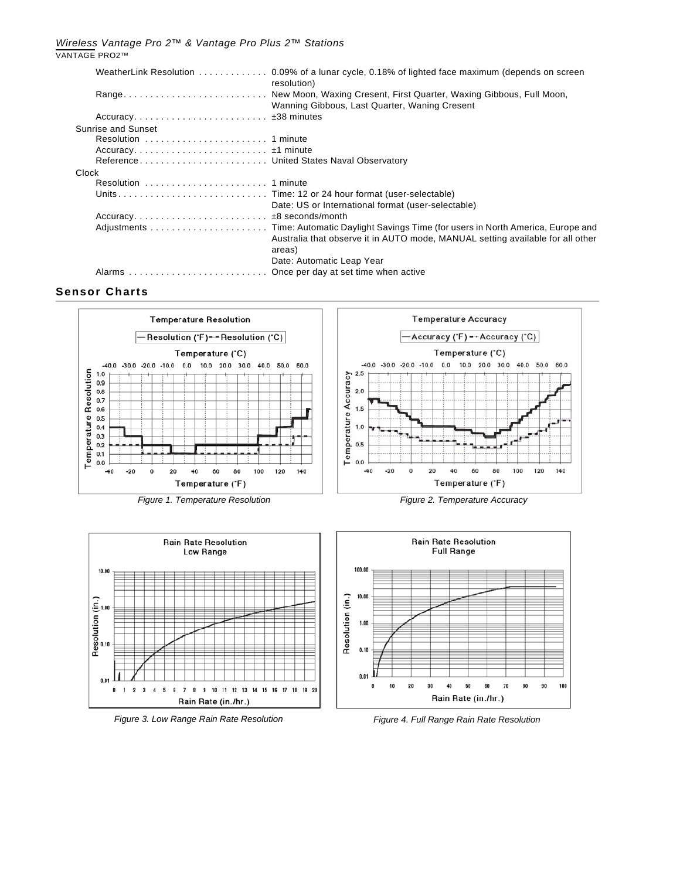| | |
|---|---|
| WeatherLink Resolution | 0.09% of a lunar cycle, 0.18% of lighted face maximum (depends on screen resolution) |
| Range | New Moon, Waxing Cresent, First Quarter, Waxing Gibbous, Full Moon, Wanning Gibbous, Last Quarter, Waning Cresent |
| Accuracy | ±38 minutes |

Sunrise and Sunset

| | |
|---|---|
| Resolution | 1 minute |
| Accuracy | ±1 minute |
| Reference | United States Naval Observatory |

Clock

| | |
|---|---|
| Resolution | 1 minute |
| Units | Time: 12 or 24 hour format (user-selectable)<br>Date: US or International format (user-selectable) |
| Accuracy | ±8 seconds/month |
| Adjustments | Time: Automatic Daylight Savings Time (for users in North America, Europe and Australia that observe it in AUTO mode, MANUAL setting available for all other areas)<br>Date: Automatic Leap Year |
| Alarms | Once per day at set time when active |

## Sensor Charts

Temperature Resolution

— Resolution (˚F) - - Resolution (˚C)

Temperature (˚C)

-40.0 -30.0 -20.0 -10.0 0.0 10.0 20.0 30.0 40.0 50.0 60.0

Temperature Resolution

1.0 0.9 0.8 0.7 0.6 0.5 0.4 0.3 0.2 0.1 0.0

-40 -20 0 20 40 60 80 100 120 140

Temperature (˚F)

*Figure 1. Temperature Resolution*

Temperature Accuracy

— Accuracy (˚F) - - Accuracy (˚C)

Temperature (˚C)

-40.0 -30.0 -20.0 -10.0 0.0 10.0 20.0 30.0 40.0 50.0 60.0

Temperature Accuracy

2.5 2.0 1.5 1.0 0.5 0.0

-40 -20 0 20 40 60 80 100 120 140

Temperature (˚F)

*Figure 2. Temperature Accuracy*

Rain Rate Resolution
Low Range

Resolution (in.)

10.00 1.00 0.10 0.01

0 1 2 3 4 5 6 7 8 9 10 11 12 13 14 15 16 17 18 19 20

Rain Rate (in./hr.)

*Figure 3. Low Range Rain Rate Resolution*

Rain Rate Resolution
Full Range

Resolution (in.)

100.00 10.00 1.00 0.10 0.01

0 10 20 30 40 50 60 70 80 90 100

Rain Rate (in./hr.)

*Figure 4. Full Range Rain Rate Resolution*